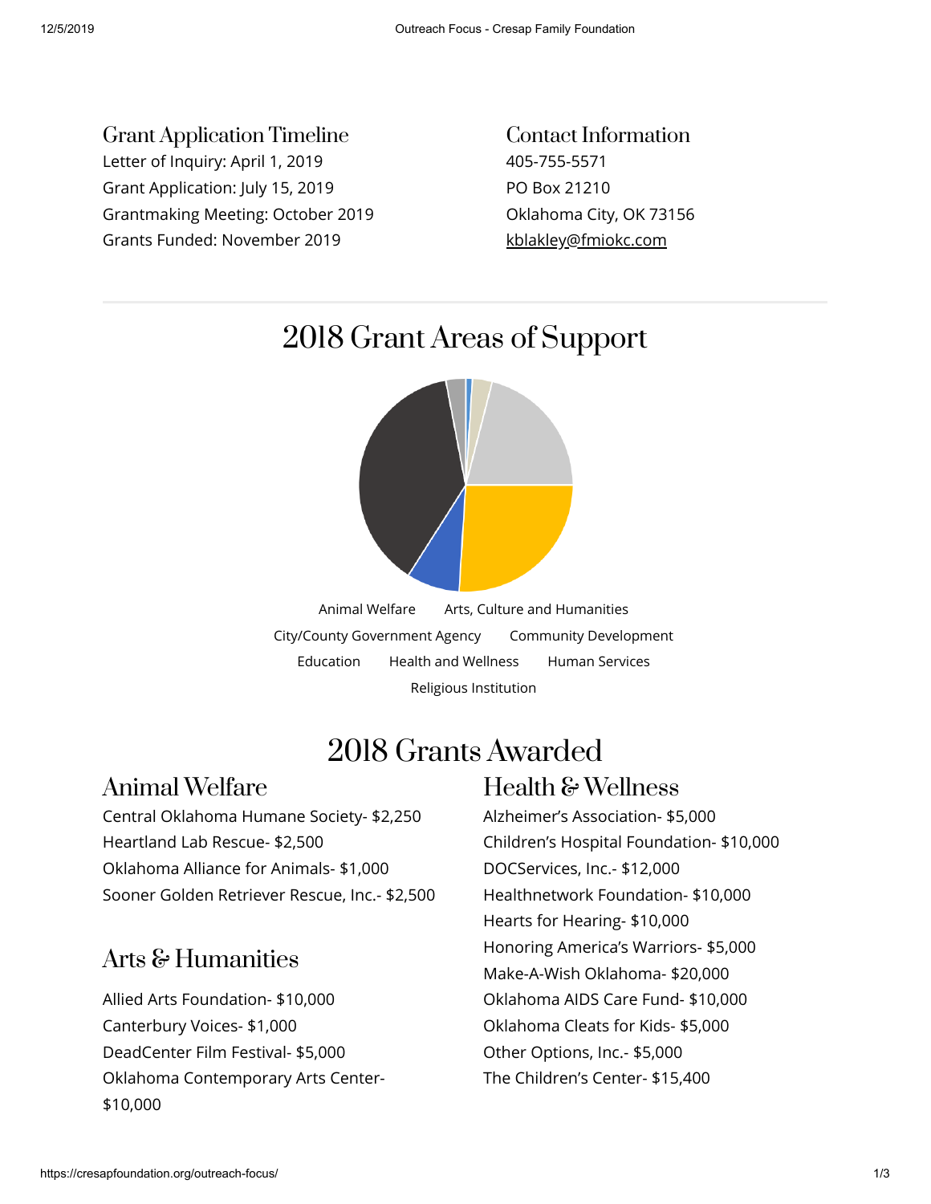## Grant Application Timeline

Letter of Inquiry: April 1, 2019
Grant Application: July 15, 2019
Grantmaking Meeting: October 2019
Grants Funded: November 2019

## Contact Information

405-755-5571
PO Box 21210
Oklahoma City, OK 73156
kblakley@fmiokc.com

---

# 2018 Grant Areas of Support

Animal Welfare
Arts, Culture and Humanities
City/County Government Agency
Community Development
Education
Health and Wellness
Human Services
Religious Institution

# 2018 Grants Awarded

## Animal Welfare

Central Oklahoma Humane Society- $2,250
Heartland Lab Rescue- $2,500
Oklahoma Alliance for Animals- $1,000
Sooner Golden Retriever Rescue, Inc.- $2,500

## Arts & Humanities

Allied Arts Foundation- $10,000
Canterbury Voices- $1,000
DeadCenter Film Festival- $5,000
Oklahoma Contemporary Arts Center- $10,000

## Health & Wellness

Alzheimer's Association- $5,000
Children's Hospital Foundation- $10,000
DOCServices, Inc.- $12,000
Healthnetwork Foundation- $10,000
Hearts for Hearing- $10,000
Honoring America's Warriors- $5,000
Make-A-Wish Oklahoma- $20,000
Oklahoma AIDS Care Fund- $10,000
Oklahoma Cleats for Kids- $5,000
Other Options, Inc.- $5,000
The Children's Center- $15,400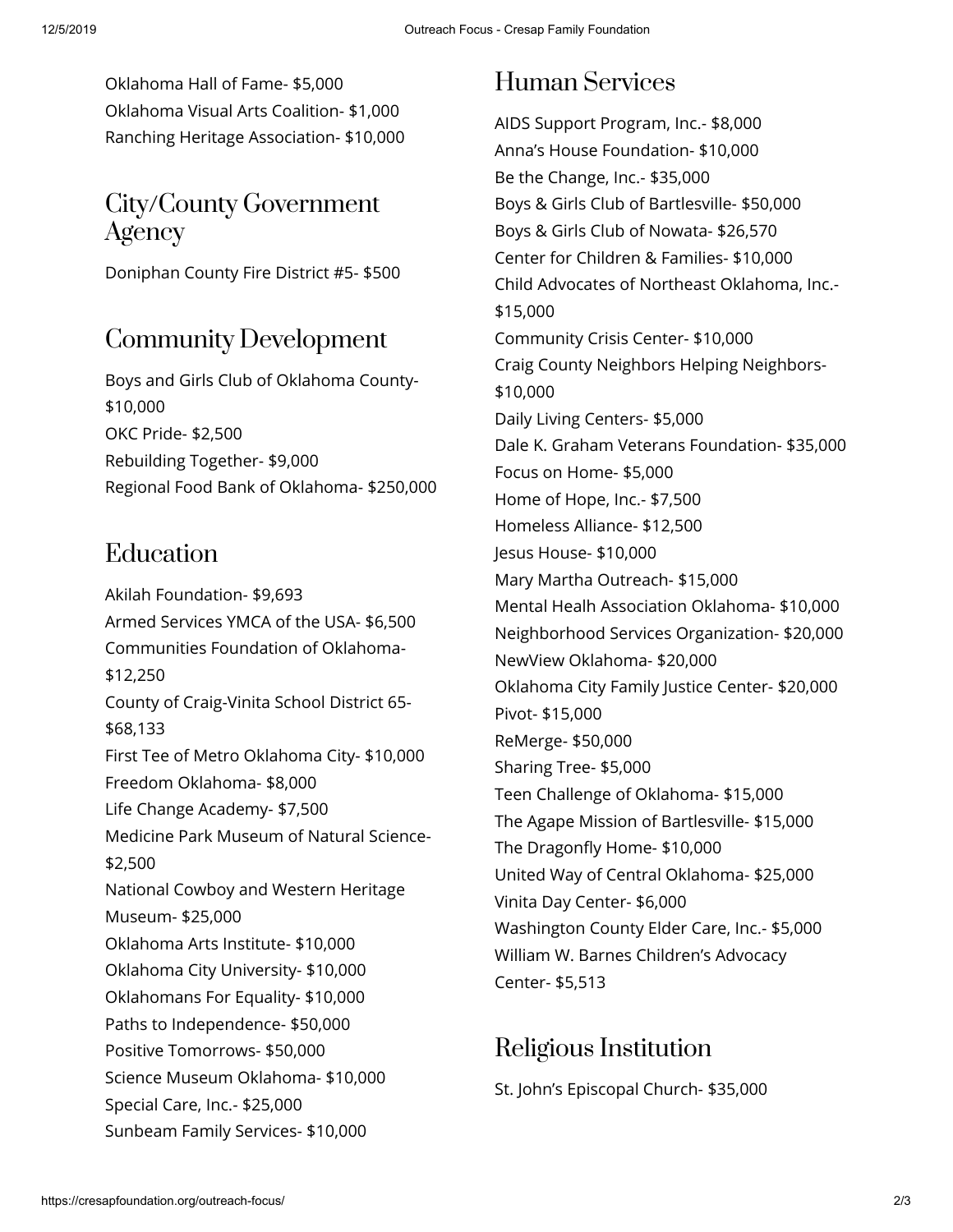Oklahoma Hall of Fame- $5,000
Oklahoma Visual Arts Coalition- $1,000
Ranching Heritage Association- $10,000

## City/County Government Agency

Doniphan County Fire District #5- $500

## Community Development

Boys and Girls Club of Oklahoma County- $10,000
OKC Pride- $2,500
Rebuilding Together- $9,000
Regional Food Bank of Oklahoma- $250,000

## Education

Akilah Foundation- $9,693
Armed Services YMCA of the USA- $6,500
Communities Foundation of Oklahoma- $12,250
County of Craig-Vinita School District 65- $68,133
First Tee of Metro Oklahoma City- $10,000
Freedom Oklahoma- $8,000
Life Change Academy- $7,500
Medicine Park Museum of Natural Science- $2,500
National Cowboy and Western Heritage Museum- $25,000
Oklahoma Arts Institute- $10,000
Oklahoma City University- $10,000
Oklahomans For Equality- $10,000
Paths to Independence- $50,000
Positive Tomorrows- $50,000
Science Museum Oklahoma- $10,000
Special Care, Inc.- $25,000
Sunbeam Family Services- $10,000

## Human Services

AIDS Support Program, Inc.- $8,000
Anna's House Foundation- $10,000
Be the Change, Inc.- $35,000
Boys & Girls Club of Bartlesville- $50,000
Boys & Girls Club of Nowata- $26,570
Center for Children & Families- $10,000
Child Advocates of Northeast Oklahoma, Inc.- $15,000
Community Crisis Center- $10,000
Craig County Neighbors Helping Neighbors- $10,000
Daily Living Centers- $5,000
Dale K. Graham Veterans Foundation- $35,000
Focus on Home- $5,000
Home of Hope, Inc.- $7,500
Homeless Alliance- $12,500
Jesus House- $10,000
Mary Martha Outreach- $15,000
Mental Healh Association Oklahoma- $10,000
Neighborhood Services Organization- $20,000
NewView Oklahoma- $20,000
Oklahoma City Family Justice Center- $20,000
Pivot- $15,000
ReMerge- $50,000
Sharing Tree- $5,000
Teen Challenge of Oklahoma- $15,000
The Agape Mission of Bartlesville- $15,000
The Dragonfly Home- $10,000
United Way of Central Oklahoma- $25,000
Vinita Day Center- $6,000
Washington County Elder Care, Inc.- $5,000
William W. Barnes Children's Advocacy Center- $5,513

## Religious Institution

St. John's Episcopal Church- $35,000